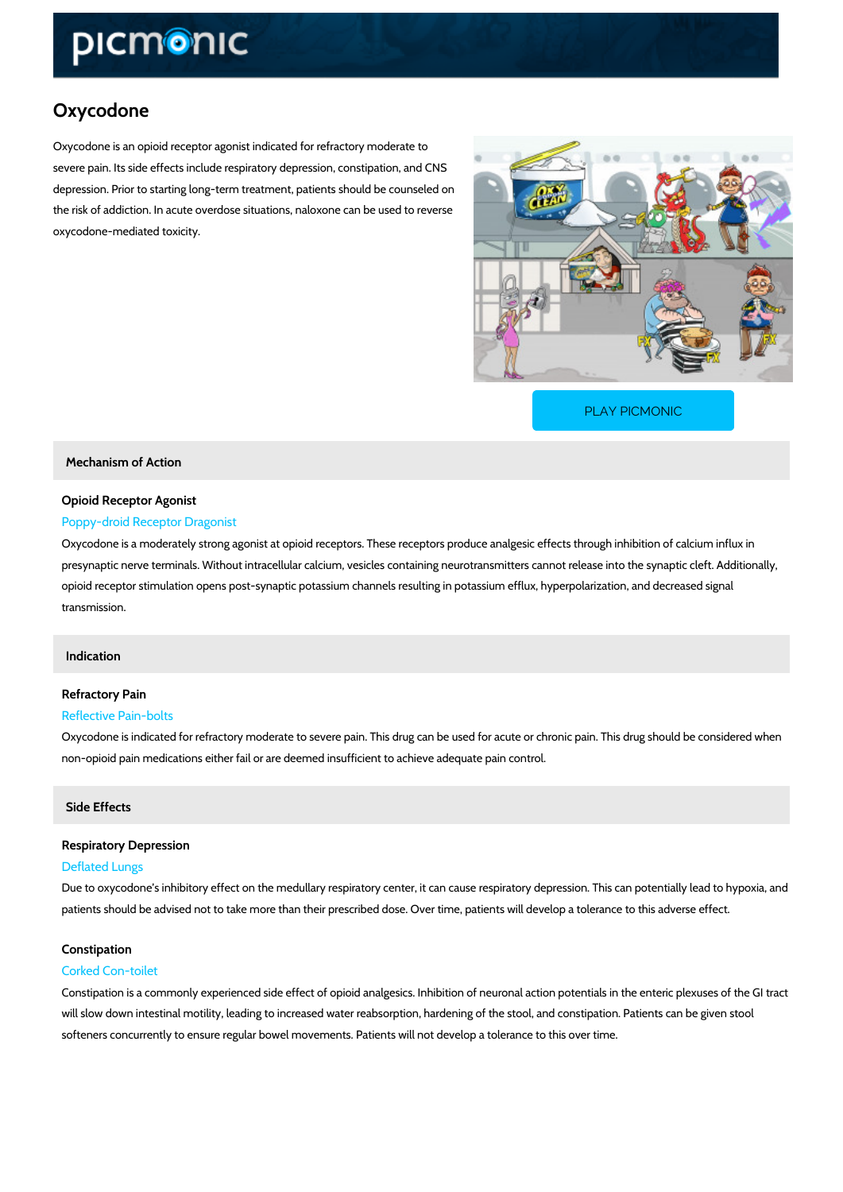# Oxycodone

Oxycodone is an opioid receptor agonist indicated for refractory moderate to severe pain. Its side effects include respiratory depression, constipation, and CNS depression. Prior to starting long-term treatment, patients should be counseled on the risk of addiction. In acute overdose situations, naloxone can be used to reverse oxycodone-mediated toxicity.

PLAY PICMONIC

## Mechanism of Action

### Opioid Receptor Agonist

Poppy-droid Receptor Dragonist

Oxycodone is a moderately strong agonist at opioid receptors. These receptors produce analgesic effects through inhibition of calcium influx in presynaptic nerve terminals. Without intracellular calcium, vesicles containing neurotransmitters cannot release into the synaptic cleft. Additionally, opioid receptor stimulation opens post-synaptic potassium channels resulting in potassium efflux, hyperpolarization, and decreased signal transmission.

## Indication

### Refractory Pain

Reflective Pain-bolts

Oxycodone is indicated for refractory moderate to severe pain. This drug can be used for acute or chronic pain. This drug should be considered when non-opioid pain medications either fail or are deemed insufficient to achieve adequate pain control.

## Side Effects

### Respiratory Depression

Deflated Lungs

Due to oxycodone's inhibitory effect on the medullary respiratory center, it can cause respiratory depression. This can potentially lead to hypoxia, and patients should be advised not to take more than their prescribed dose. Over time, patients will develop a tolerance to this adverse effect.

### Constipation

Corked Con-toilet

Constipation is a commonly experienced side effect of opioid analgesics. Inhibition of neuronal action potentials in the enteric plexuses of the GI tract will slow down intestinal motility, leading to increased water reabsorption, hardening of the stool, and constipation. Patients can be given stool softeners concurrently to ensure regular bowel movements. Patients will not develop a tolerance to this over time.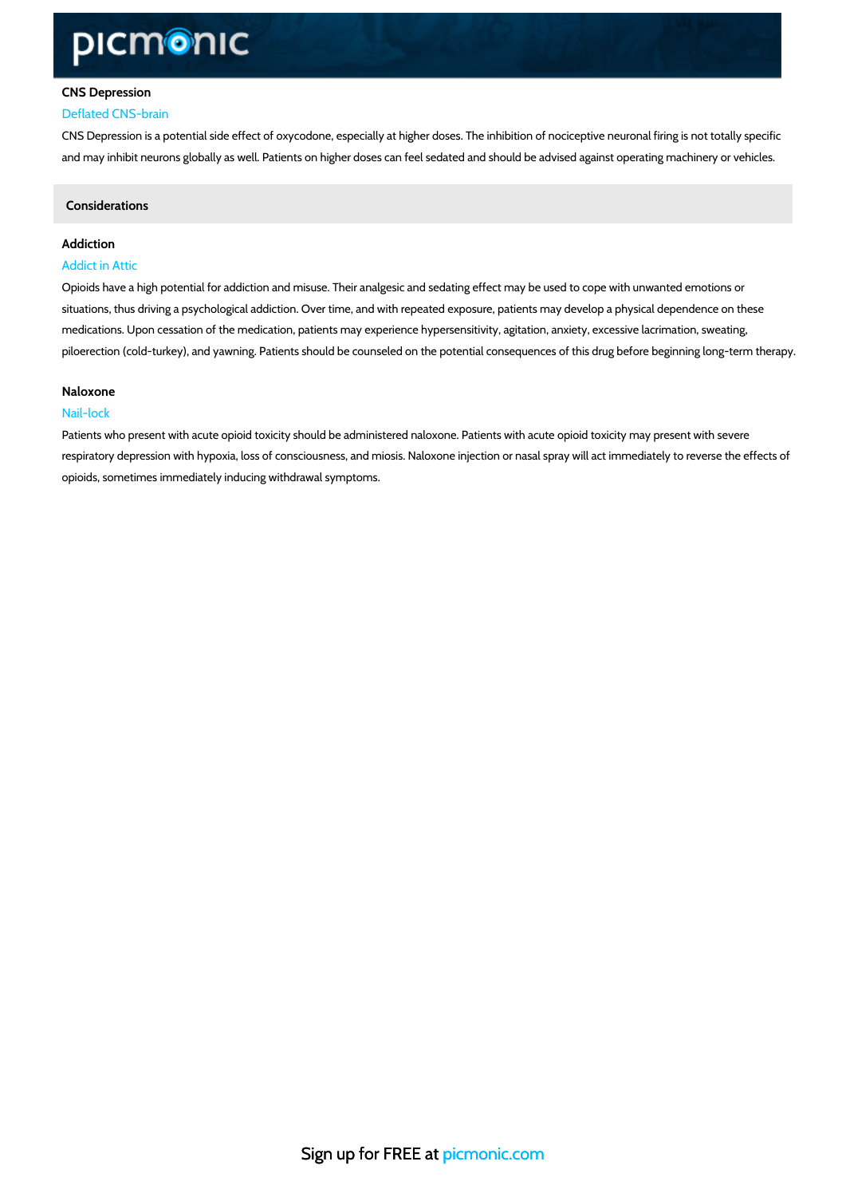### CNS Depression

Deflated CNS-brain

CNS Depression is a potential side effect of oxycodone, especially at higher doses. The inhibition of nociceptive neuronal firing is not totally specific and may inhibit neurons globally as well. Patients on higher doses can feel sedated and should be advised against operating machinery or vehicles.

## Considerations

### Addiction

Addict in Attic

Opioids have a high potential for addiction and misuse. Their analgesic and sedating effect may be used to cope with unwanted emotions or situations, thus driving a psychological addiction. Over time, and with repeated exposure, patients may develop a physical dependence on these medications. Upon cessation of the medication, patients may experience hypersensitivity, agitation, anxiety, excessive lacrimation, sweating, piloerection (cold-turkey), and yawning. Patients should be counseled on the potential consequences of this drug before beginning long-term therapy.

### Naloxone

Nail-lock

Patients who present with acute opioid toxicity should be administered naloxone. Patients with acute opioid toxicity may present with severe respiratory depression with hypoxia, loss of consciousness, and miosis. Naloxone injection or nasal spray will act immediately to reverse the effects of opioids, sometimes immediately inducing withdrawal symptoms.

Sign up for FREE at picmonic.com